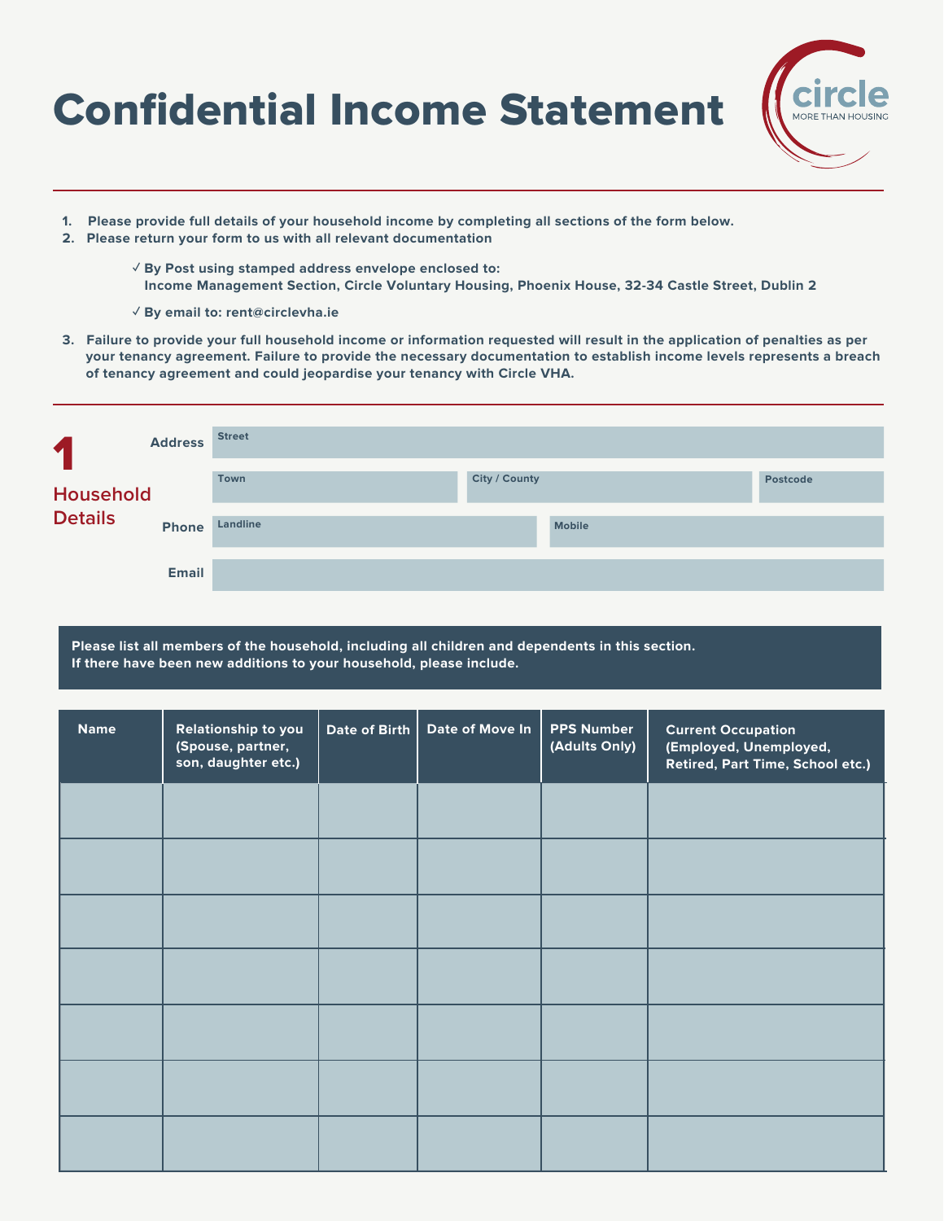# Confidential Income Statement

circle
MORE THAN HOUSING

1. **Please provide full details of your household income by completing all sections of the form below.**
2. **Please return your form to us with all relevant documentation**
   - ✓ **By Post using stamped address envelope enclosed to:**
     **Income Management Section, Circle Voluntary Housing, Phoenix House, 32-34 Castle Street, Dublin 2**
   - ✓ **By email to: rent@circlevha.ie**
3. **Failure to provide your full household income or information requested will result in the application of penalties as per your tenancy agreement. Failure to provide the necessary documentation to establish income levels represents a breach of tenancy agreement and could jeopardise your tenancy with Circle VHA.**

## 1 Household Details

**Address**

Street:

Town: | City / County: | Postcode:

**Phone**

Landline: | Mobile:

**Email**

**Please list all members of the household, including all children and dependents in this section.**
**If there have been new additions to your household, please include.**

| Name | Relationship to you (Spouse, partner, son, daughter etc.) | Date of Birth | Date of Move In | PPS Number (Adults Only) | Current Occupation (Employed, Unemployed, Retired, Part Time, School etc.) |
|---|---|---|---|---|---|
| | | | | | |
| | | | | | |
| | | | | | |
| | | | | | |
| | | | | | |
| | | | | | |
| | | | | | |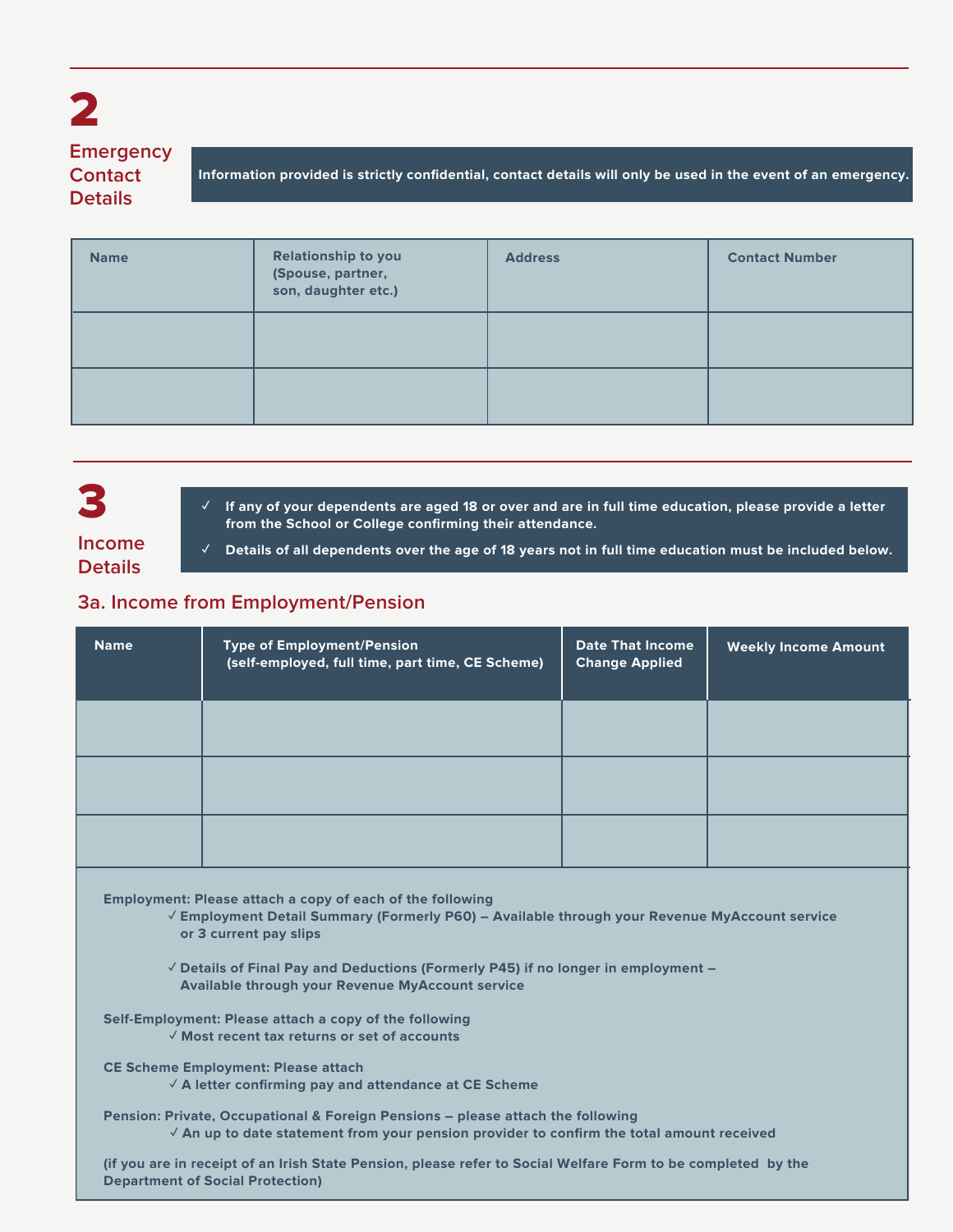# 2 Emergency Contact Details

**Information provided is strictly confidential, contact details will only be used in the event of an emergency.**

| Name | Relationship to you (Spouse, partner, son, daughter etc.) | Address | Contact Number |
|---|---|---|---|
| | | | |
| | | | |

# 3 Income Details

- ✓ If any of your dependents are aged 18 or over and are in full time education, please provide a letter from the School or College confirming their attendance.
- ✓ Details of all dependents over the age of 18 years not in full time education must be included below.

## 3a. Income from Employment/Pension

| Name | Type of Employment/Pension (self-employed, full time, part time, CE Scheme) | Date That Income Change Applied | Weekly Income Amount |
|---|---|---|---|
| | | | |
| | | | |
| | | | |

**Employment: Please attach a copy of each of the following**

- ✓ Employment Detail Summary (Formerly P60) – Available through your Revenue MyAccount service or 3 current pay slips
- ✓ Details of Final Pay and Deductions (Formerly P45) if no longer in employment – Available through your Revenue MyAccount service

**Self-Employment: Please attach a copy of the following**

- ✓ Most recent tax returns or set of accounts

**CE Scheme Employment: Please attach**

- ✓ A letter confirming pay and attendance at CE Scheme

**Pension: Private, Occupational & Foreign Pensions – please attach the following**

- ✓ An up to date statement from your pension provider to confirm the total amount received

(if you are in receipt of an Irish State Pension, please refer to Social Welfare Form to be completed by the Department of Social Protection)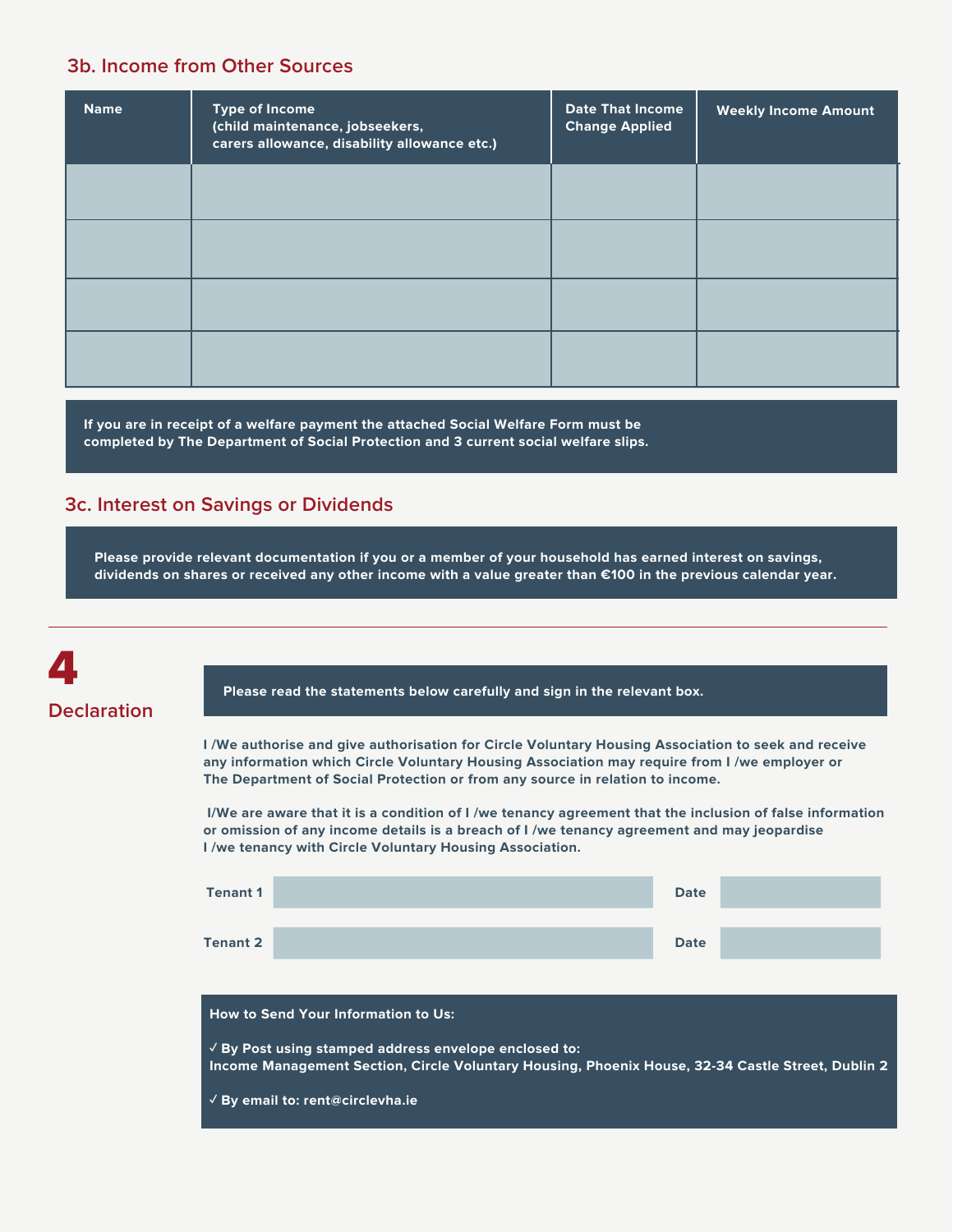## 3b. Income from Other Sources

| Name | Type of Income (child maintenance, jobseekers, carers allowance, disability allowance etc.) | Date That Income Change Applied | Weekly Income Amount |
|---|---|---|---|
| | | | |
| | | | |
| | | | |
| | | | |

**If you are in receipt of a welfare payment the attached Social Welfare Form must be completed by The Department of Social Protection and 3 current social welfare slips.**

## 3c. Interest on Savings or Dividends

**Please provide relevant documentation if you or a member of your household has earned interest on savings, dividends on shares or received any other income with a value greater than €100 in the previous calendar year.**

---

# 4 Declaration

**Please read the statements below carefully and sign in the relevant box.**

**I /We authorise and give authorisation for Circle Voluntary Housing Association to seek and receive any information which Circle Voluntary Housing Association may require from I /we employer or The Department of Social Protection or from any source in relation to income.**

**I/We are aware that it is a condition of I /we tenancy agreement that the inclusion of false information or omission of any income details is a breach of I /we tenancy agreement and may jeopardise I /we tenancy with Circle Voluntary Housing Association.**

| | | | |
|---|---|---|---|
| **Tenant 1** | | **Date** | |
| **Tenant 2** | | **Date** | |

**How to Send Your Information to Us:**

**✓ By Post using stamped address envelope enclosed to:**
**Income Management Section, Circle Voluntary Housing, Phoenix House, 32-34 Castle Street, Dublin 2**

**✓ By email to: rent@circlevha.ie**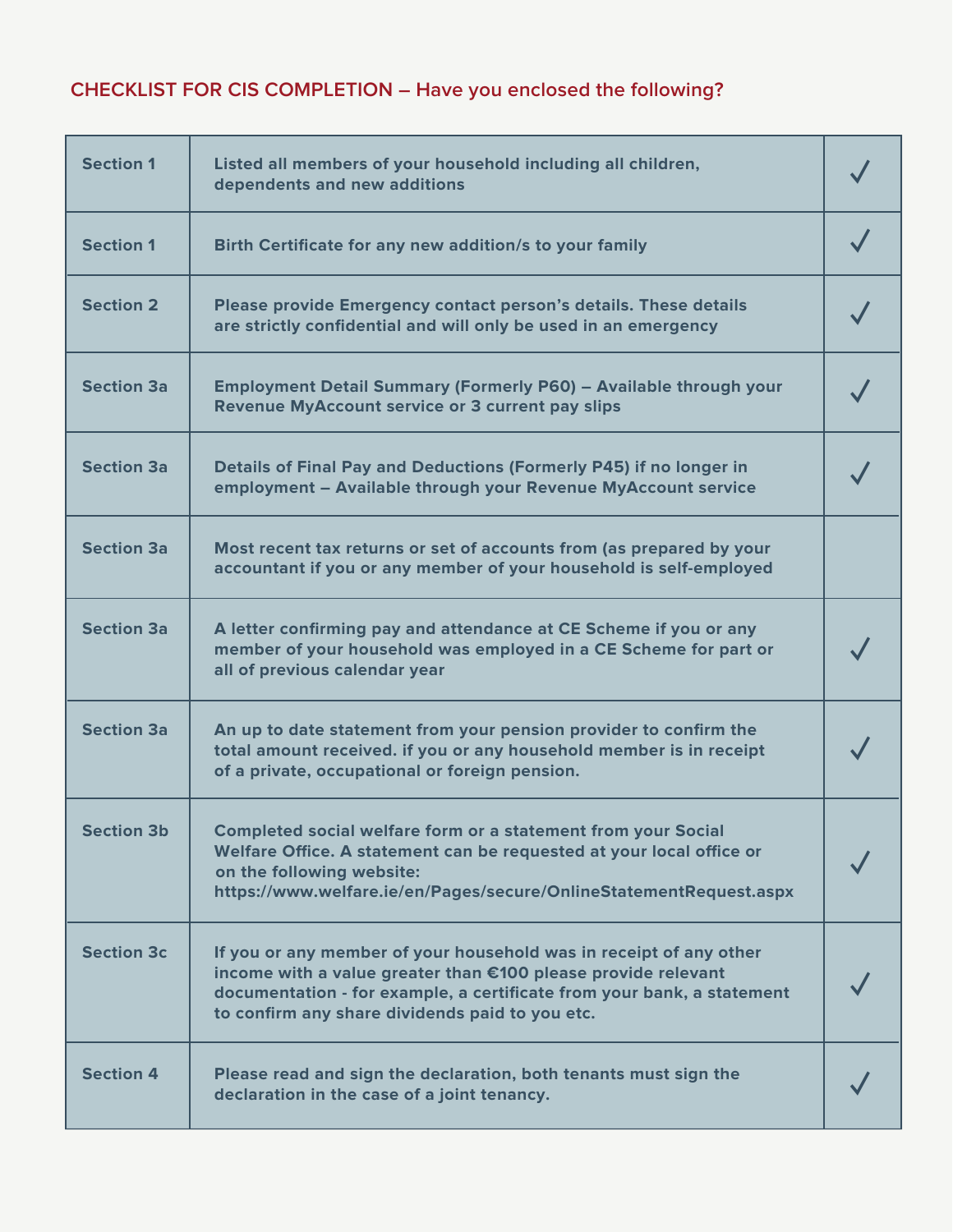## CHECKLIST FOR CIS COMPLETION – Have you enclosed the following?

| | | |
|---|---|---|
| **Section 1** | **Listed all members of your household including all children, dependents and new additions** | ✓ |
| **Section 1** | **Birth Certificate for any new addition/s to your family** | ✓ |
| **Section 2** | **Please provide Emergency contact person's details. These details are strictly confidential and will only be used in an emergency** | ✓ |
| **Section 3a** | **Employment Detail Summary (Formerly P60) – Available through your Revenue MyAccount service or 3 current pay slips** | ✓ |
| **Section 3a** | **Details of Final Pay and Deductions (Formerly P45) if no longer in employment – Available through your Revenue MyAccount service** | ✓ |
| **Section 3a** | **Most recent tax returns or set of accounts from (as prepared by your accountant if you or any member of your household is self-employed** | |
| **Section 3a** | **A letter confirming pay and attendance at CE Scheme if you or any member of your household was employed in a CE Scheme for part or all of previous calendar year** | ✓ |
| **Section 3a** | **An up to date statement from your pension provider to confirm the total amount received. if you or any household member is in receipt of a private, occupational or foreign pension.** | ✓ |
| **Section 3b** | **Completed social welfare form or a statement from your Social Welfare Office. A statement can be requested at your local office or on the following website: https://www.welfare.ie/en/Pages/secure/OnlineStatementRequest.aspx** | ✓ |
| **Section 3c** | **If you or any member of your household was in receipt of any other income with a value greater than €100 please provide relevant documentation - for example, a certificate from your bank, a statement to confirm any share dividends paid to you etc.** | ✓ |
| **Section 4** | **Please read and sign the declaration, both tenants must sign the declaration in the case of a joint tenancy.** | ✓ |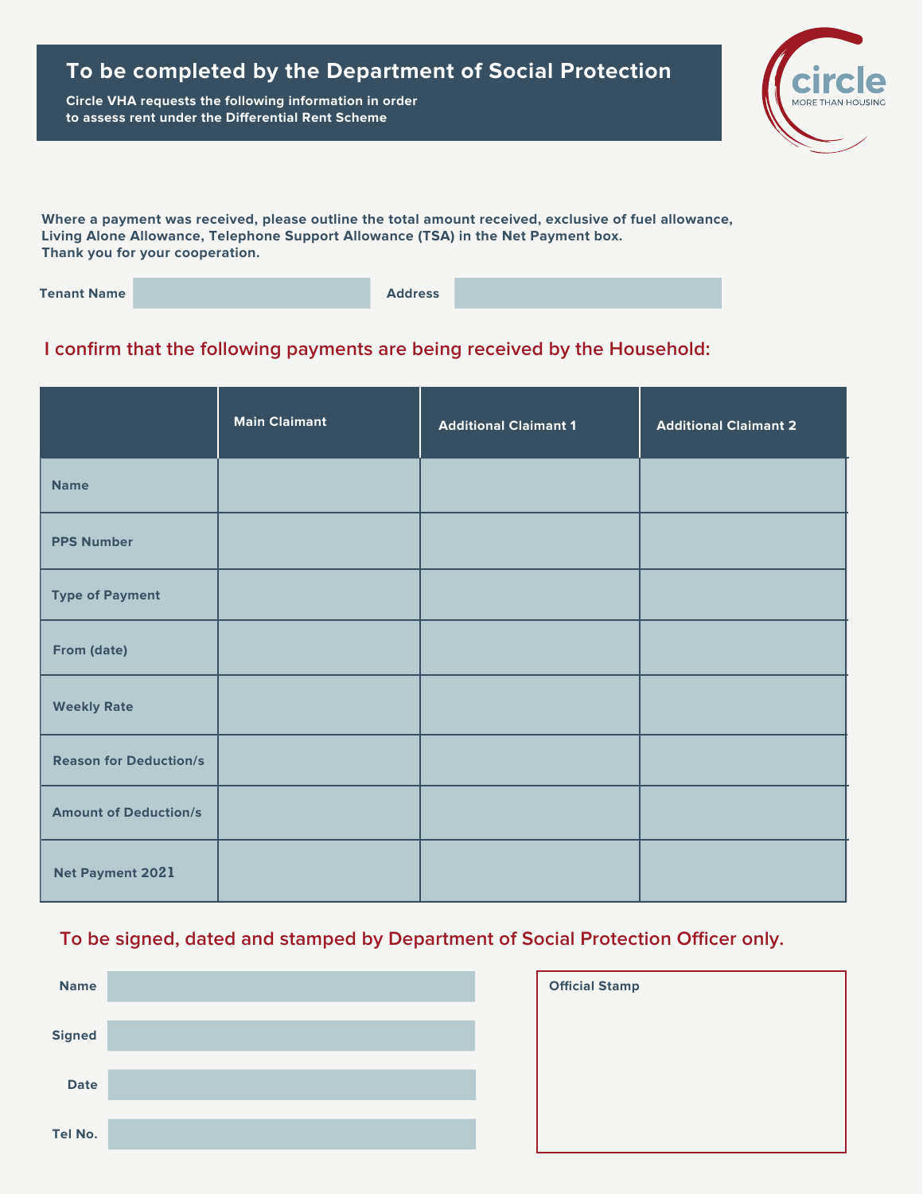## To be completed by the Department of Social Protection

**Circle VHA requests the following information in order to assess rent under the Differential Rent Scheme**

circle
MORE THAN HOUSING

**Where a payment was received, please outline the total amount received, exclusive of fuel allowance, Living Alone Allowance, Telephone Support Allowance (TSA) in the Net Payment box.**
**Thank you for your cooperation.**

**Tenant Name** ____________________ **Address** ____________________

### I confirm that the following payments are being received by the Household:

| | Main Claimant | Additional Claimant 1 | Additional Claimant 2 |
|---|---|---|---|
| Name | | | |
| PPS Number | | | |
| Type of Payment | | | |
| From (date) | | | |
| Weekly Rate | | | |
| Reason for Deduction/s | | | |
| Amount of Deduction/s | | | |
| Net Payment 2021 | | | |

### To be signed, dated and stamped by Department of Social Protection Officer only.

**Name** ____________________

**Signed** ____________________

**Date** ____________________

**Tel No.** ____________________

**Official Stamp**